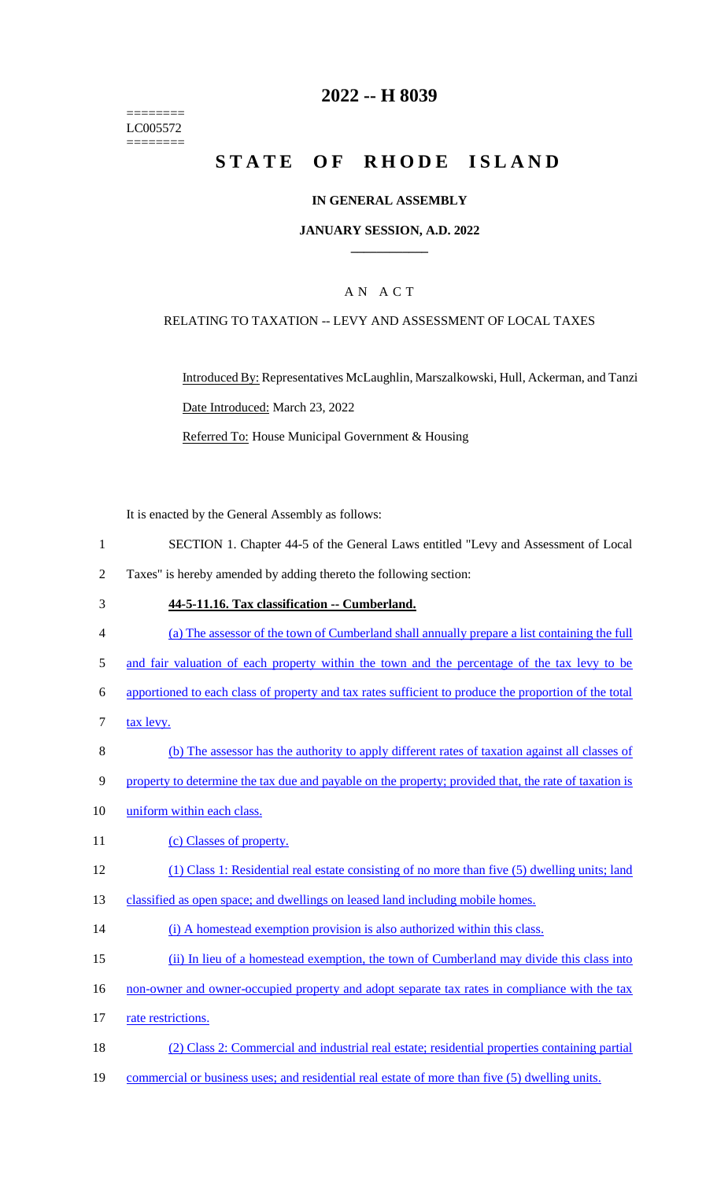========
LC005572
========

# 2022 -- H 8039

# STATE OF RHODE ISLAND

## IN GENERAL ASSEMBLY

### JANUARY SESSION, A.D. 2022

## A N A C T

RELATING TO TAXATION -- LEVY AND ASSESSMENT OF LOCAL TAXES

Introduced By: Representatives McLaughlin, Marszalkowski, Hull, Ackerman, and Tanzi

Date Introduced: March 23, 2022

Referred To: House Municipal Government & Housing

It is enacted by the General Assembly as follows:

SECTION 1. Chapter 44-5 of the General Laws entitled "Levy and Assessment of Local Taxes" is hereby amended by adding thereto the following section:

**44-5-11.16. Tax classification -- Cumberland.**

(a) The assessor of the town of Cumberland shall annually prepare a list containing the full and fair valuation of each property within the town and the percentage of the tax levy to be apportioned to each class of property and tax rates sufficient to produce the proportion of the total tax levy.

(b) The assessor has the authority to apply different rates of taxation against all classes of property to determine the tax due and payable on the property; provided that, the rate of taxation is uniform within each class.

(c) Classes of property.

(1) Class 1: Residential real estate consisting of no more than five (5) dwelling units; land classified as open space; and dwellings on leased land including mobile homes.

(i) A homestead exemption provision is also authorized within this class.

(ii) In lieu of a homestead exemption, the town of Cumberland may divide this class into non-owner and owner-occupied property and adopt separate tax rates in compliance with the tax rate restrictions.

(2) Class 2: Commercial and industrial real estate; residential properties containing partial commercial or business uses; and residential real estate of more than five (5) dwelling units.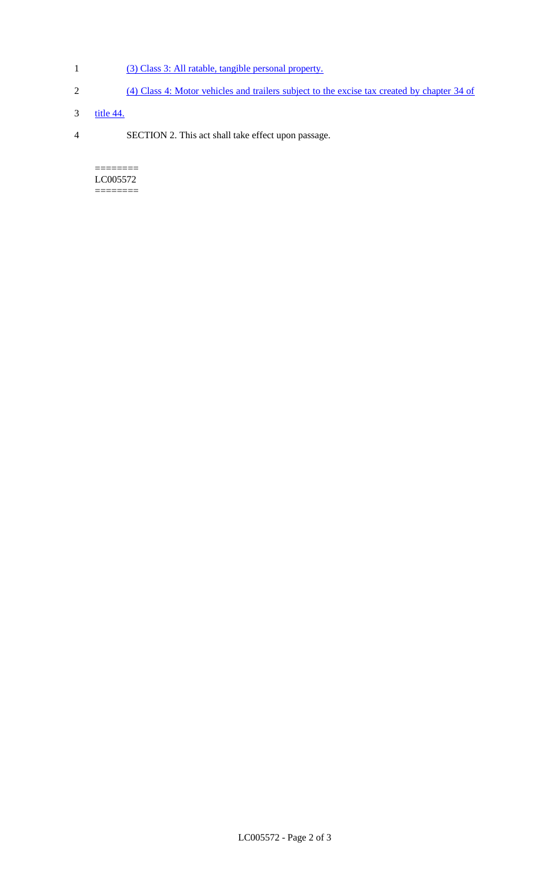(3) Class 3: All ratable, tangible personal property.

(4) Class 4: Motor vehicles and trailers subject to the excise tax created by chapter 34 of title 44.

SECTION 2. This act shall take effect upon passage.

========
LC005572
========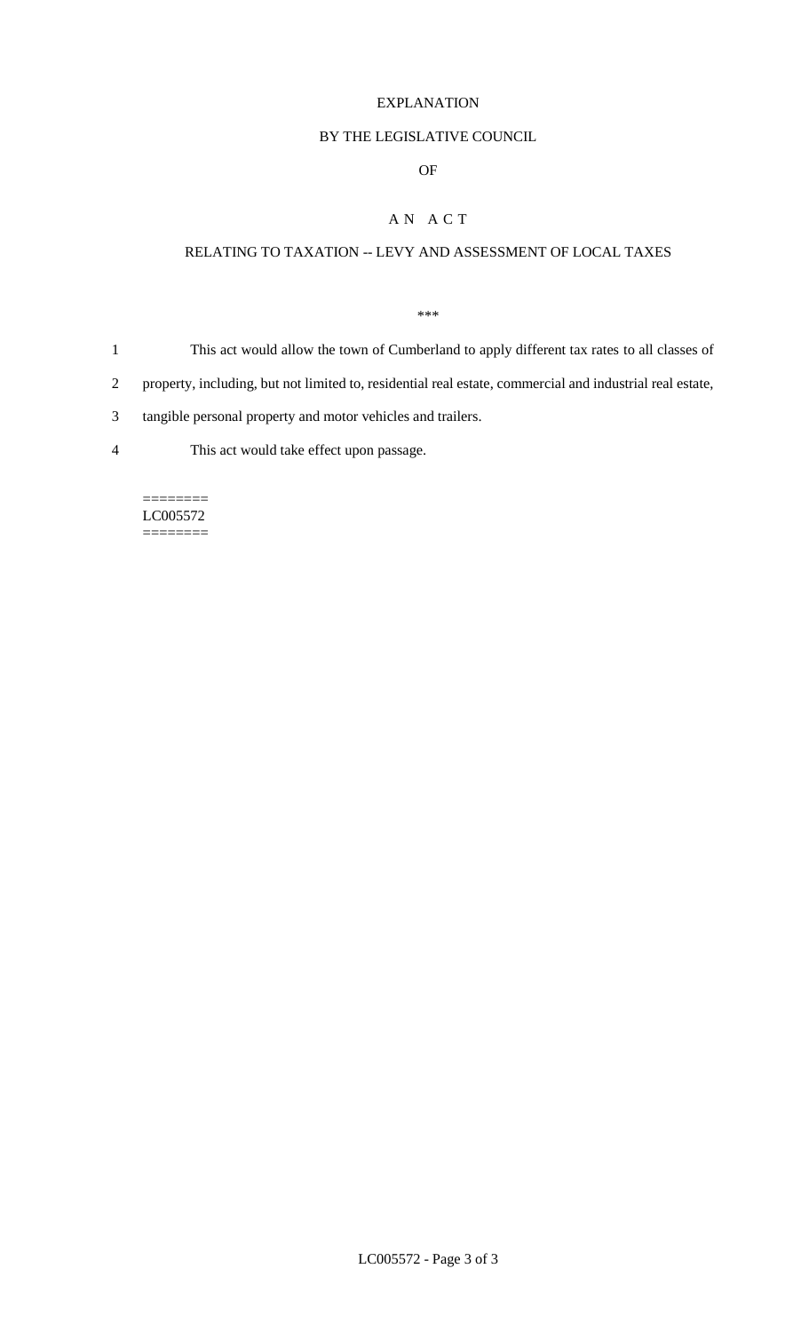EXPLANATION

BY THE LEGISLATIVE COUNCIL

OF

A N A C T

RELATING TO TAXATION -- LEVY AND ASSESSMENT OF LOCAL TAXES

\*\*\*

1 This act would allow the town of Cumberland to apply different tax rates to all classes of
2 property, including, but not limited to, residential real estate, commercial and industrial real estate,
3 tangible personal property and motor vehicles and trailers.
4 This act would take effect upon passage.

========
LC005572
========